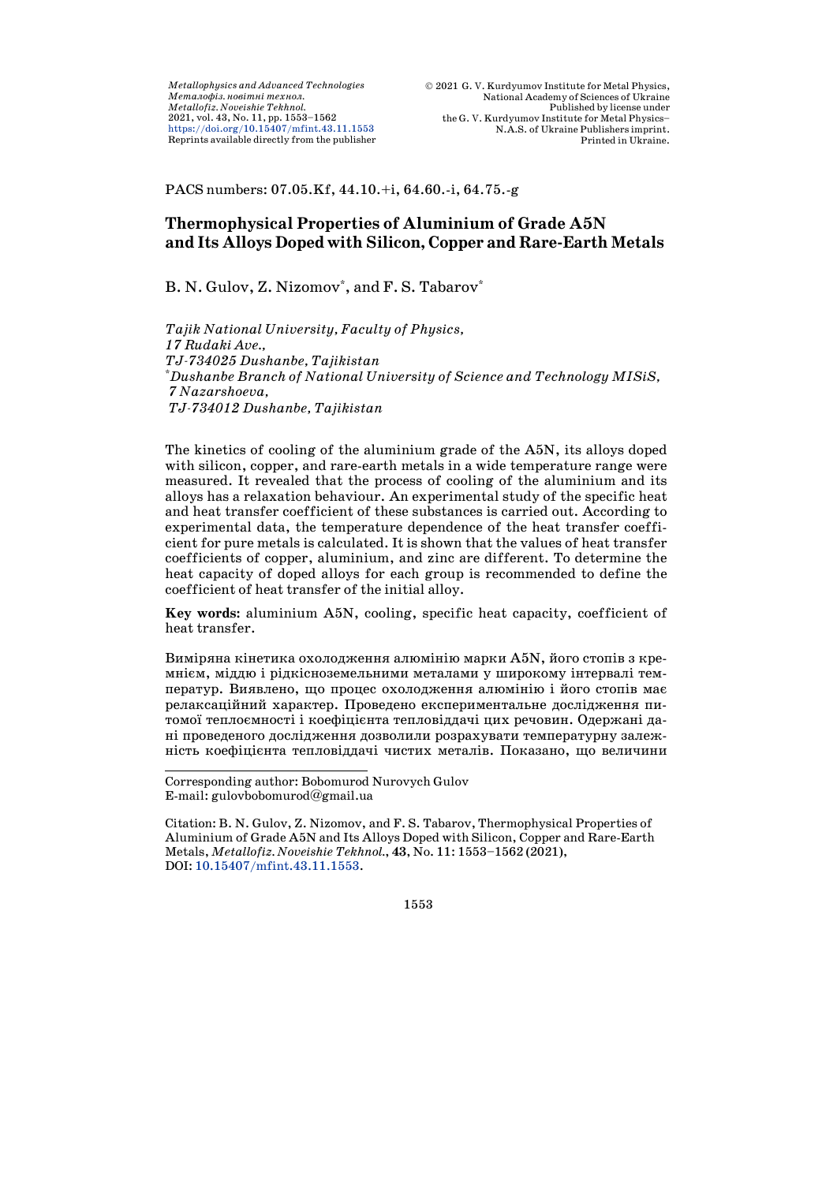PACS numbers: 07.05.Kf, 44.10.+i, 64.60.-i, 64.75.-g

# Thermophysical Properties of Aluminium of Grade A5N and Its Alloys Doped with Silicon, Copper and Rare-Earth Metals

B. N. Gulov, Z. Nizomov[*], and F. S. Tabarov[*]

*Tajik National University, Faculty of Physics,*
*17 Rudaki Ave.,*
*TJ-734025 Dushanbe, Tajikistan*
[*]*Dushanbe Branch of National University of Science and Technology MISiS,*
*7 Nazarshoeva,*
*TJ-734012 Dushanbe, Tajikistan*

The kinetics of cooling of the aluminium grade of the A5N, its alloys doped with silicon, copper, and rare-earth metals in a wide temperature range were measured. It revealed that the process of cooling of the aluminium and its alloys has a relaxation behaviour. An experimental study of the specific heat and heat transfer coefficient of these substances is carried out. According to experimental data, the temperature dependence of the heat transfer coefficient for pure metals is calculated. It is shown that the values of heat transfer coefficients of copper, aluminium, and zinc are different. To determine the heat capacity of doped alloys for each group is recommended to define the coefficient of heat transfer of the initial alloy.

**Key words:** aluminium A5N, cooling, specific heat capacity, coefficient of heat transfer.

Виміряна кінетика охолодження алюмінію марки A5N, його стопів з кремнієм, міддю і рідкісноземельними металами у широкому інтервалі температур. Виявлено, що процес охолодження алюмінію і його стопів має релаксаційний характер. Проведено експериментальне дослідження питомої теплоємності і коефіцієнта тепловіддачі цих речовин. Одержані дані проведеного дослідження дозволили розрахувати температурну залежність коефіцієнта тепловіддачі чистих металів. Показано, що величини

---

Corresponding author: Bobomurod Nurovych Gulov
E-mail: gulovbobomurod@gmail.ua

Citation: B. N. Gulov, Z. Nizomov, and F. S. Tabarov, Thermophysical Properties of Aluminium of Grade A5N and Its Alloys Doped with Silicon, Copper and Rare-Earth Metals, *Metallofiz. Noveishie Tekhnol.*, **43**, No. 11: 1553–1562 (2021), DOI: 10.15407/mfint.43.11.1553.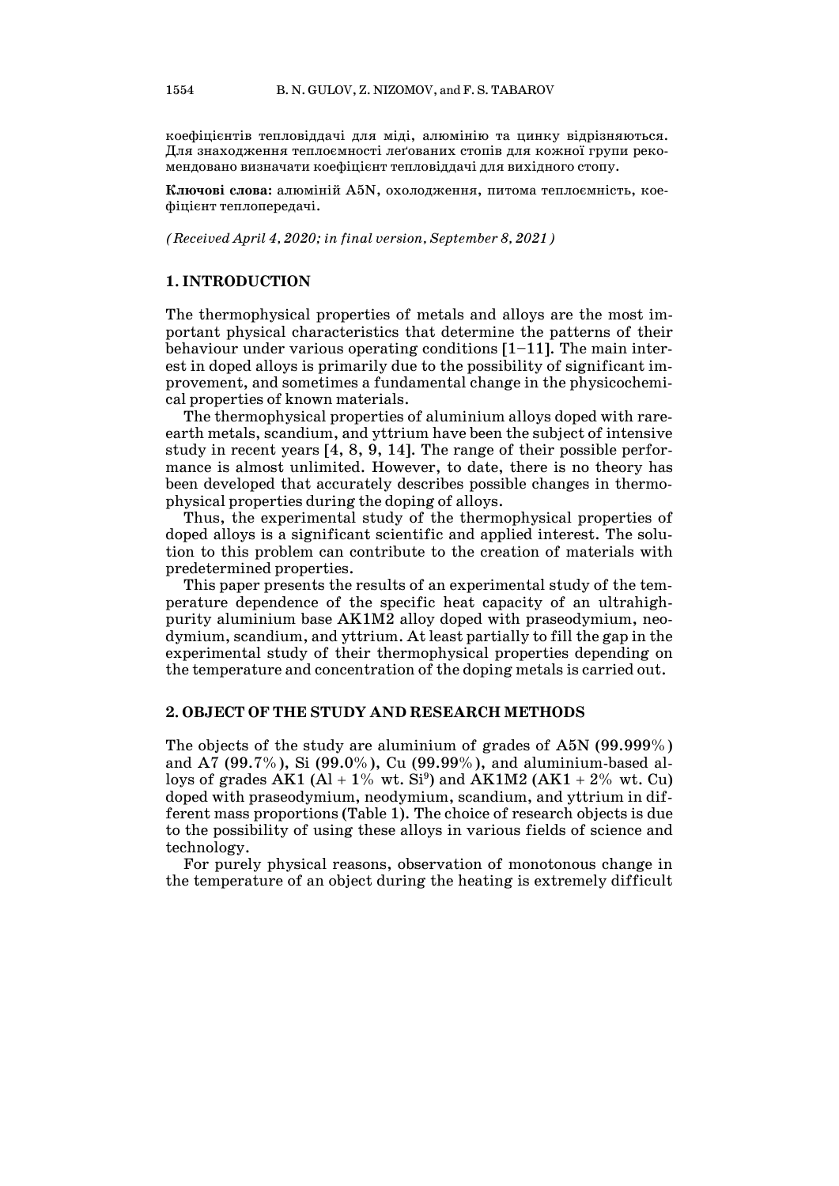коефіцієнтів тепловіддачі для міді, алюмінію та цинку відрізняються. Для знаходження теплоємності леґованих стопів для кожної групи рекомендовано визначати коефіцієнт тепловіддачі для вихідного стопу.

**Ключові слова:** алюміній A5N, охолодження, питома теплоємність, коефіцієнт теплопередачі.

*(Received April 4, 2020; in final version, September 8, 2021)*

## 1. INTRODUCTION

The thermophysical properties of metals and alloys are the most important physical characteristics that determine the patterns of their behaviour under various operating conditions [1–11]. The main interest in doped alloys is primarily due to the possibility of significant improvement, and sometimes a fundamental change in the physicochemical properties of known materials.

The thermophysical properties of aluminium alloys doped with rare-earth metals, scandium, and yttrium have been the subject of intensive study in recent years [4, 8, 9, 14]. The range of their possible performance is almost unlimited. However, to date, there is no theory has been developed that accurately describes possible changes in thermophysical properties during the doping of alloys.

Thus, the experimental study of the thermophysical properties of doped alloys is a significant scientific and applied interest. The solution to this problem can contribute to the creation of materials with predetermined properties.

This paper presents the results of an experimental study of the temperature dependence of the specific heat capacity of an ultrahigh-purity aluminium base AK1M2 alloy doped with praseodymium, neodymium, scandium, and yttrium. At least partially to fill the gap in the experimental study of their thermophysical properties depending on the temperature and concentration of the doping metals is carried out.

## 2. OBJECT OF THE STUDY AND RESEARCH METHODS

The objects of the study are aluminium of grades of A5N (99.999%) and A7 (99.7%), Si (99.0%), Cu (99.99%), and aluminium-based alloys of grades AK1 (Al + 1% wt. Si[9]) and AK1M2 (AK1 + 2% wt. Cu) doped with praseodymium, neodymium, scandium, and yttrium in different mass proportions (Table 1). The choice of research objects is due to the possibility of using these alloys in various fields of science and technology.

For purely physical reasons, observation of monotonous change in the temperature of an object during the heating is extremely difficult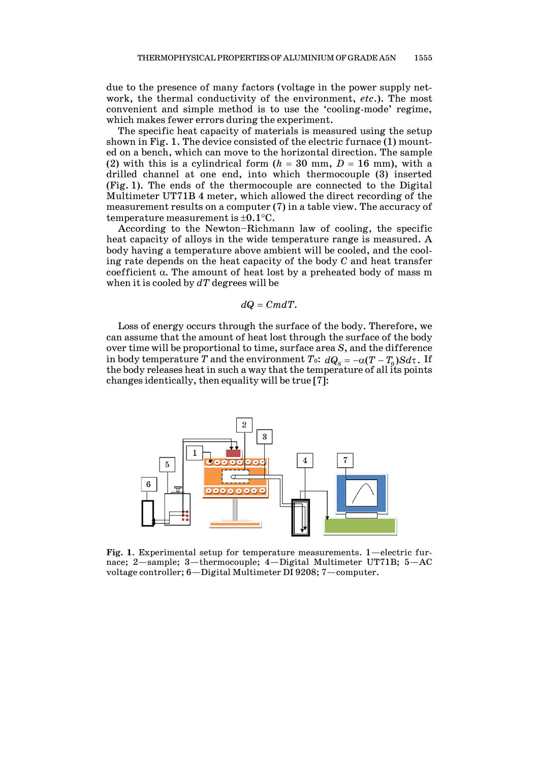due to the presence of many factors (voltage in the power supply network, the thermal conductivity of the environment, *etc*.). The most convenient and simple method is to use the 'cooling-mode' regime, which makes fewer errors during the experiment.

The specific heat capacity of materials is measured using the setup shown in Fig. 1. The device consisted of the electric furnace (1) mounted on a bench, which can move to the horizontal direction. The sample (2) with this is a cylindrical form ($h$ = 30 mm, $D$ = 16 mm), with a drilled channel at one end, into which thermocouple (3) inserted (Fig. 1). The ends of the thermocouple are connected to the Digital Multimeter UT71B 4 meter, which allowed the direct recording of the measurement results on a computer (7) in a table view. The accuracy of temperature measurement is ±0.1°C.

According to the Newton–Richmann law of cooling, the specific heat capacity of alloys in the wide temperature range is measured. A body having a temperature above ambient will be cooled, and the cooling rate depends on the heat capacity of the body $C$ and heat transfer coefficient $\alpha$. The amount of heat lost by a preheated body of mass m when it is cooled by $dT$ degrees will be

$$dQ = CmdT.$$

Loss of energy occurs through the surface of the body. Therefore, we can assume that the amount of heat lost through the surface of the body over time will be proportional to time, surface area $S$, and the difference in body temperature $T$ and the environment $T_0$: $dQ_S = -\alpha(T - T_0)Sd\tau$. If the body releases heat in such a way that the temperature of all its points changes identically, then equality will be true [7]:

**Fig. 1.** Experimental setup for temperature measurements. 1—electric furnace; 2—sample; 3—thermocouple; 4—Digital Multimeter UT71B; 5—AC voltage controller; 6—Digital Multimeter DI 9208; 7—computer.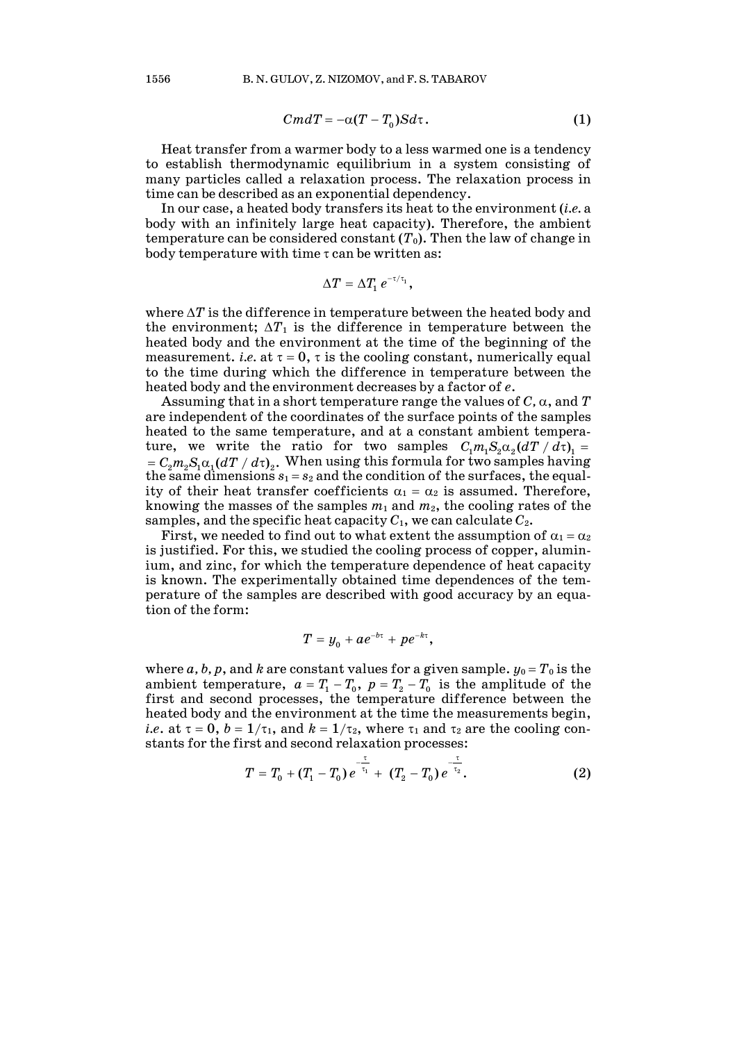$$CmdT = -\alpha(T - T_0)Sd\tau. \tag{1}$$

Heat transfer from a warmer body to a less warmed one is a tendency to establish thermodynamic equilibrium in a system consisting of many particles called a relaxation process. The relaxation process in time can be described as an exponential dependency.

In our case, a heated body transfers its heat to the environment (*i.e.* a body with an infinitely large heat capacity). Therefore, the ambient temperature can be considered constant ($T_0$). Then the law of change in body temperature with time $\tau$ can be written as:

$$\Delta T = \Delta T_1 e^{-\tau/\tau_1},$$

where $\Delta T$ is the difference in temperature between the heated body and the environment; $\Delta T_1$ is the difference in temperature between the heated body and the environment at the time of the beginning of the measurement. *i.e.* at $\tau = 0$, $\tau$ is the cooling constant, numerically equal to the time during which the difference in temperature between the heated body and the environment decreases by a factor of $e$.

Assuming that in a short temperature range the values of $C$, $\alpha$, and $T$ are independent of the coordinates of the surface points of the samples heated to the same temperature, and at a constant ambient temperature, we write the ratio for two samples $C_1 m_1 S_2 \alpha_2 (dT/d\tau)_1 = C_2 m_2 S_1 \alpha_1 (dT/d\tau)_2$. When using this formula for two samples having the same dimensions $s_1 = s_2$ and the condition of the surfaces, the equality of their heat transfer coefficients $\alpha_1 = \alpha_2$ is assumed. Therefore, knowing the masses of the samples $m_1$ and $m_2$, the cooling rates of the samples, and the specific heat capacity $C_1$, we can calculate $C_2$.

First, we needed to find out to what extent the assumption of $\alpha_1 = \alpha_2$ is justified. For this, we studied the cooling process of copper, aluminium, and zinc, for which the temperature dependence of heat capacity is known. The experimentally obtained time dependences of the temperature of the samples are described with good accuracy by an equation of the form:

$$T = y_0 + ae^{-b\tau} + pe^{-k\tau},$$

where $a$, $b$, $p$, and $k$ are constant values for a given sample. $y_0 = T_0$ is the ambient temperature, $a = T_1 - T_0$, $p = T_2 - T_0$ is the amplitude of the first and second processes, the temperature difference between the heated body and the environment at the time the measurements begin, *i.e.* at $\tau = 0$, $b = 1/\tau_1$, and $k = 1/\tau_2$, where $\tau_1$ and $\tau_2$ are the cooling constants for the first and second relaxation processes:

$$T = T_0 + (T_1 - T_0)\, e^{-\frac{\tau}{\tau_1}} + (T_2 - T_0)\, e^{-\frac{\tau}{\tau_2}}. \tag{2}$$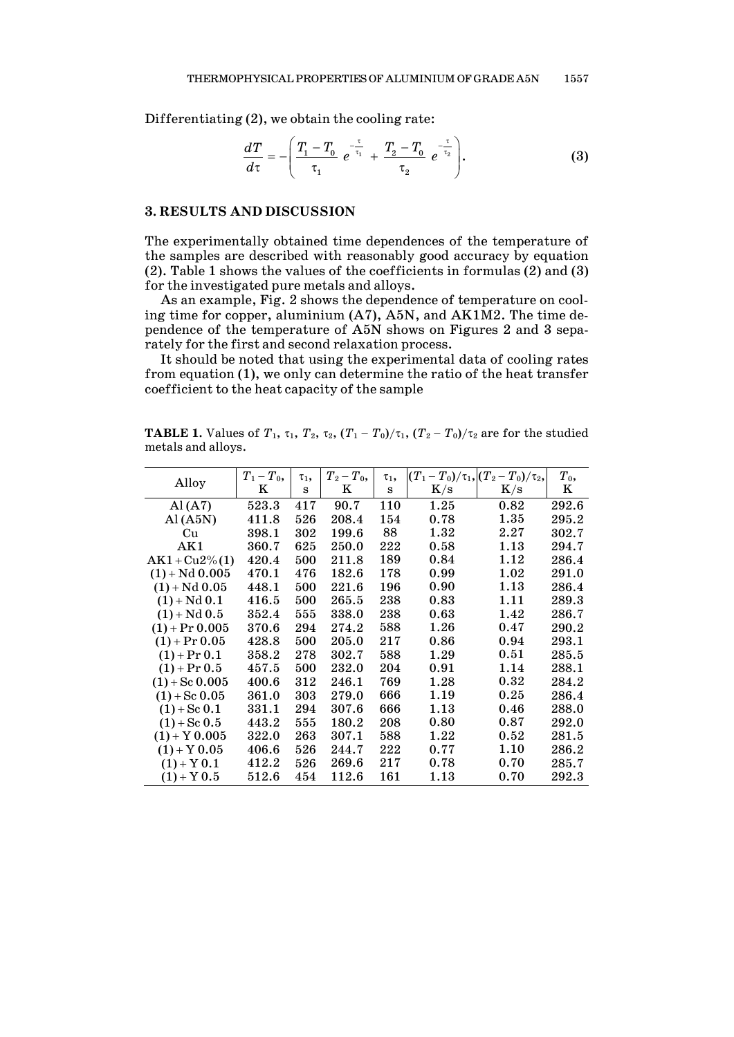Differentiating (2), we obtain the cooling rate:

$$\frac{dT}{d\tau} = -\left(\frac{T_1 - T_0}{\tau_1} e^{-\frac{\tau}{\tau_1}} + \frac{T_2 - T_0}{\tau_2} e^{-\frac{\tau}{\tau_2}}\right). \tag{3}$$

## 3. RESULTS AND DISCUSSION

The experimentally obtained time dependences of the temperature of the samples are described with reasonably good accuracy by equation (2). Table 1 shows the values of the coefficients in formulas (2) and (3) for the investigated pure metals and alloys.

As an example, Fig. 2 shows the dependence of temperature on cooling time for copper, aluminium (A7), A5N, and AK1M2. The time dependence of the temperature of A5N shows on Figures 2 and 3 separately for the first and second relaxation process.

It should be noted that using the experimental data of cooling rates from equation (1), we only can determine the ratio of the heat transfer coefficient to the heat capacity of the sample

**TABLE 1.** Values of $T_1$, $\tau_1$, $T_2$, $\tau_2$, $(T_1 - T_0)/\tau_1$, $(T_2 - T_0)/\tau_2$ are for the studied metals and alloys.

| Alloy | $T_1 - T_0$, K | $\tau_1$, s | $T_2 - T_0$, K | $\tau_1$, s | $(T_1 - T_0)/\tau_1$, K/s | $(T_2 - T_0)/\tau_2$, K/s | $T_0$, K |
|---|---|---|---|---|---|---|---|
| Al (A7) | 523.3 | 417 | 90.7 | 110 | 1.25 | 0.82 | 292.6 |
| Al (A5N) | 411.8 | 526 | 208.4 | 154 | 0.78 | 1.35 | 295.2 |
| Cu | 398.1 | 302 | 199.6 | 88 | 1.32 | 2.27 | 302.7 |
| AK1 | 360.7 | 625 | 250.0 | 222 | 0.58 | 1.13 | 294.7 |
| AK1 + Cu2% (1) | 420.4 | 500 | 211.8 | 189 | 0.84 | 1.12 | 286.4 |
| (1) + Nd 0.005 | 470.1 | 476 | 182.6 | 178 | 0.99 | 1.02 | 291.0 |
| (1) + Nd 0.05 | 448.1 | 500 | 221.6 | 196 | 0.90 | 1.13 | 286.4 |
| (1) + Nd 0.1 | 416.5 | 500 | 265.5 | 238 | 0.83 | 1.11 | 289.3 |
| (1) + Nd 0.5 | 352.4 | 555 | 338.0 | 238 | 0.63 | 1.42 | 286.7 |
| (1) + Pr 0.005 | 370.6 | 294 | 274.2 | 588 | 1.26 | 0.47 | 290.2 |
| (1) + Pr 0.05 | 428.8 | 500 | 205.0 | 217 | 0.86 | 0.94 | 293.1 |
| (1) + Pr 0.1 | 358.2 | 278 | 302.7 | 588 | 1.29 | 0.51 | 285.5 |
| (1) + Pr 0.5 | 457.5 | 500 | 232.0 | 204 | 0.91 | 1.14 | 288.1 |
| (1) + Sc 0.005 | 400.6 | 312 | 246.1 | 769 | 1.28 | 0.32 | 284.2 |
| (1) + Sc 0.05 | 361.0 | 303 | 279.0 | 666 | 1.19 | 0.25 | 286.4 |
| (1) + Sc 0.1 | 331.1 | 294 | 307.6 | 666 | 1.13 | 0.46 | 288.0 |
| (1) + Sc 0.5 | 443.2 | 555 | 180.2 | 208 | 0.80 | 0.87 | 292.0 |
| (1) + Y 0.005 | 322.0 | 263 | 307.1 | 588 | 1.22 | 0.52 | 281.5 |
| (1) + Y 0.05 | 406.6 | 526 | 244.7 | 222 | 0.77 | 1.10 | 286.2 |
| (1) + Y 0.1 | 412.2 | 526 | 269.6 | 217 | 0.78 | 0.70 | 285.7 |
| (1) + Y 0.5 | 512.6 | 454 | 112.6 | 161 | 1.13 | 0.70 | 292.3 |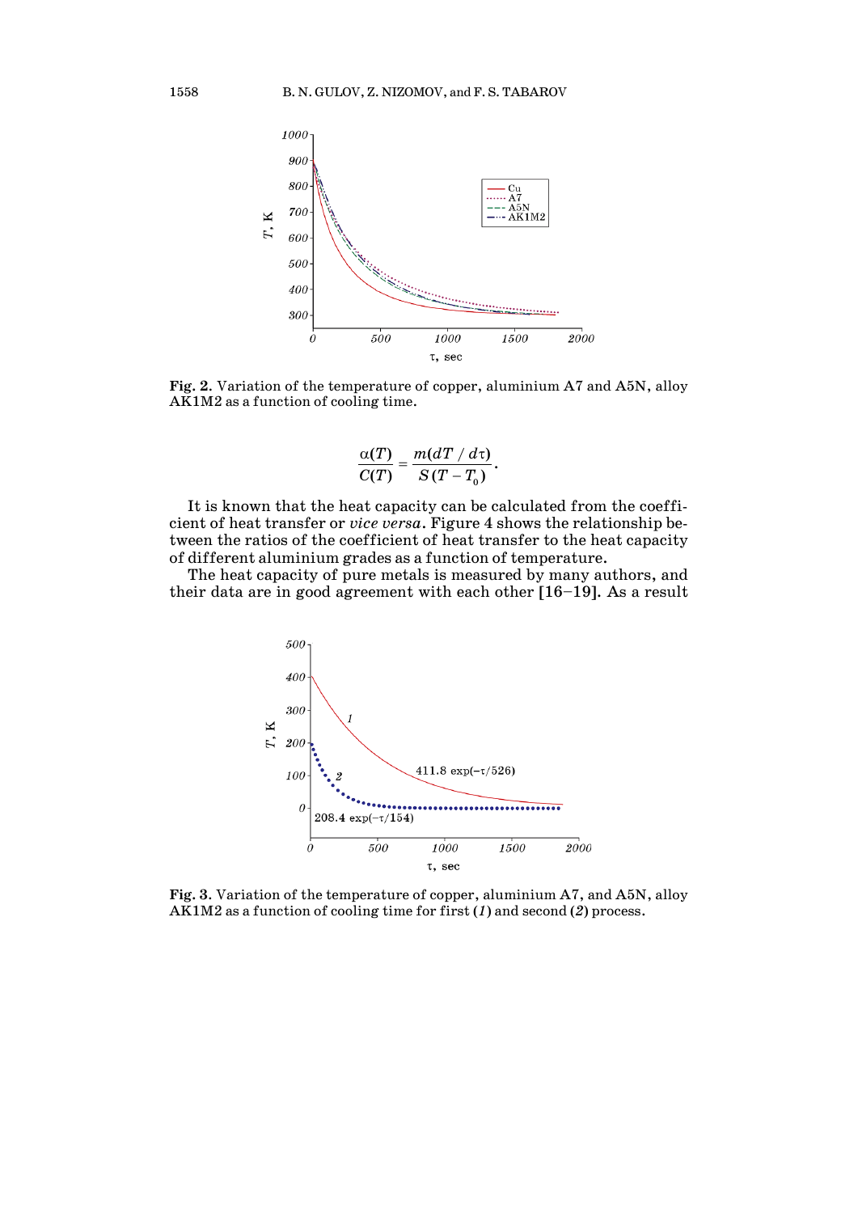**Fig. 2.** Variation of the temperature of copper, aluminium A7 and A5N, alloy AK1M2 as a function of cooling time.

$$\frac{\alpha(T)}{C(T)} = \frac{m(dT/d\tau)}{S(T - T_0)}.$$

It is known that the heat capacity can be calculated from the coefficient of heat transfer or *vice versa*. Figure 4 shows the relationship between the ratios of the coefficient of heat transfer to the heat capacity of different aluminium grades as a function of temperature.

The heat capacity of pure metals is measured by many authors, and their data are in good agreement with each other [16–19]. As a result

**Fig. 3.** Variation of the temperature of copper, aluminium A7, and A5N, alloy AK1M2 as a function of cooling time for first (*1*) and second (*2*) process.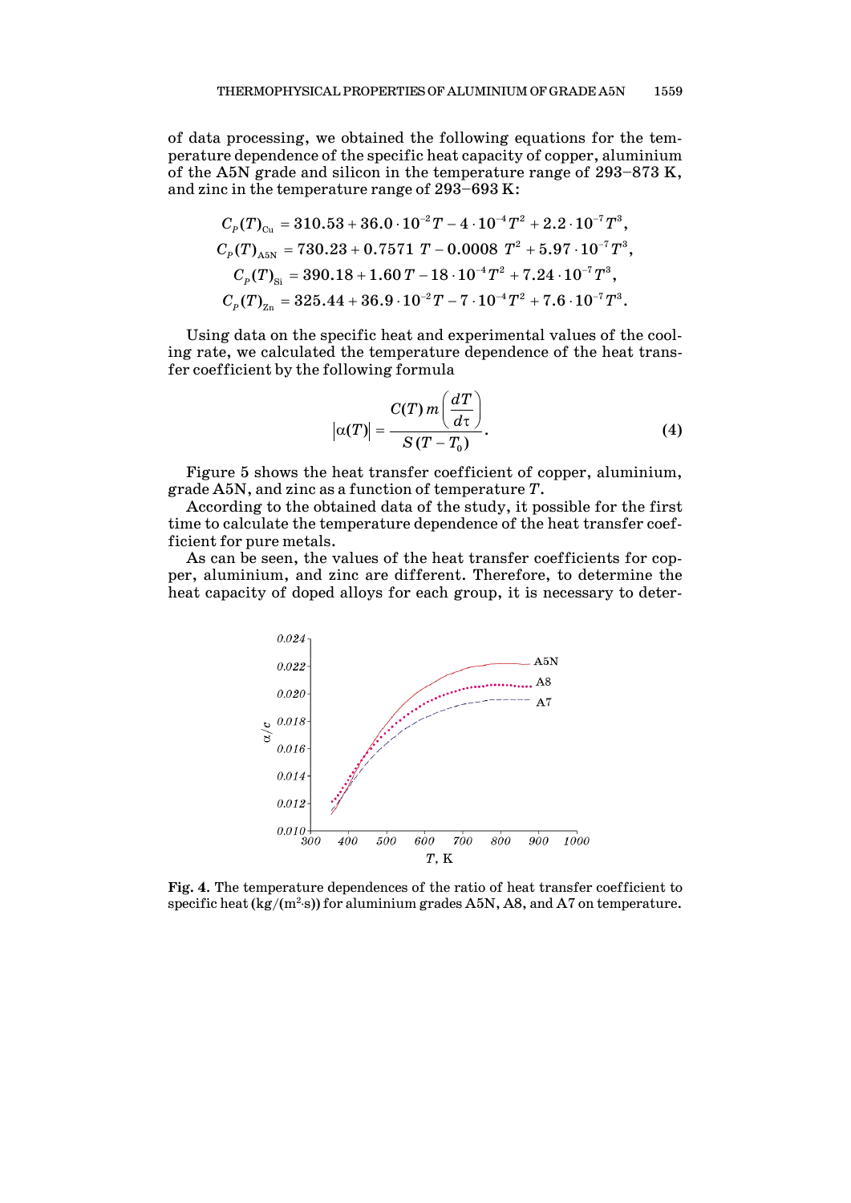of data processing, we obtained the following equations for the temperature dependence of the specific heat capacity of copper, aluminium of the A5N grade and silicon in the temperature range of 293–873 K, and zinc in the temperature range of 293–693 K:

$$C_P(T)_{\text{Cu}} = 310.53 + 36.0 \cdot 10^{-2} T - 4 \cdot 10^{-4} T^2 + 2.2 \cdot 10^{-7} T^3,$$

$$C_P(T)_{\text{A5N}} = 730.23 + 0.7571\ T - 0.0008\ T^2 + 5.97 \cdot 10^{-7} T^3,$$

$$C_P(T)_{\text{Si}} = 390.18 + 1.60\,T - 18 \cdot 10^{-4} T^2 + 7.24 \cdot 10^{-7} T^3,$$

$$C_P(T)_{\text{Zn}} = 325.44 + 36.9 \cdot 10^{-2} T - 7 \cdot 10^{-4} T^2 + 7.6 \cdot 10^{-7} T^3.$$

Using data on the specific heat and experimental values of the cooling rate, we calculated the temperature dependence of the heat transfer coefficient by the following formula

$$\left|\alpha(T)\right| = \frac{C(T)\, m \left(\dfrac{dT}{d\tau}\right)}{S\,(T - T_0)}. \tag{4}$$

Figure 5 shows the heat transfer coefficient of copper, aluminium, grade A5N, and zinc as a function of temperature $T$.

According to the obtained data of the study, it possible for the first time to calculate the temperature dependence of the heat transfer coefficient for pure metals.

As can be seen, the values of the heat transfer coefficients for copper, aluminium, and zinc are different. Therefore, to determine the heat capacity of doped alloys for each group, it is necessary to deter-

**Fig. 4.** The temperature dependences of the ratio of heat transfer coefficient to specific heat (kg/(m²·s)) for aluminium grades A5N, A8, and A7 on temperature.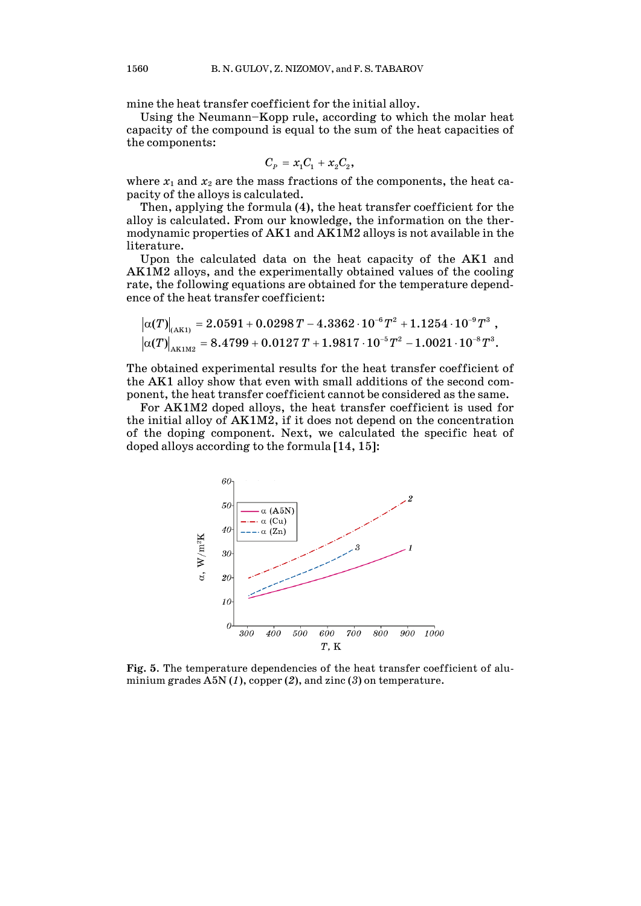mine the heat transfer coefficient for the initial alloy.

Using the Neumann–Kopp rule, according to which the molar heat capacity of the compound is equal to the sum of the heat capacities of the components:

$$C_P = x_1 C_1 + x_2 C_2,$$

where $x_1$ and $x_2$ are the mass fractions of the components, the heat capacity of the alloys is calculated.

Then, applying the formula (4), the heat transfer coefficient for the alloy is calculated. From our knowledge, the information on the thermodynamic properties of AK1 and AK1M2 alloys is not available in the literature.

Upon the calculated data on the heat capacity of the AK1 and AK1M2 alloys, and the experimentally obtained values of the cooling rate, the following equations are obtained for the temperature dependence of the heat transfer coefficient:

$$\left|\alpha(T)\right|_{(\text{AK1})} = 2.0591 + 0.0298\,T - 4.3362\cdot 10^{-6}T^2 + 1.1254\cdot 10^{-9}T^3\,,$$
$$\left|\alpha(T)\right|_{\text{AK1M2}} = 8.4799 + 0.0127\,T + 1.9817\cdot 10^{-5}T^2 - 1.0021\cdot 10^{-8}T^3.$$

The obtained experimental results for the heat transfer coefficient of the AK1 alloy show that even with small additions of the second component, the heat transfer coefficient cannot be considered as the same.

For AK1M2 doped alloys, the heat transfer coefficient is used for the initial alloy of AK1M2, if it does not depend on the concentration of the doping component. Next, we calculated the specific heat of doped alloys according to the formula [14, 15]:

**Fig. 5.** The temperature dependencies of the heat transfer coefficient of aluminium grades A5N (*1*), copper (*2*), and zinc (*3*) on temperature.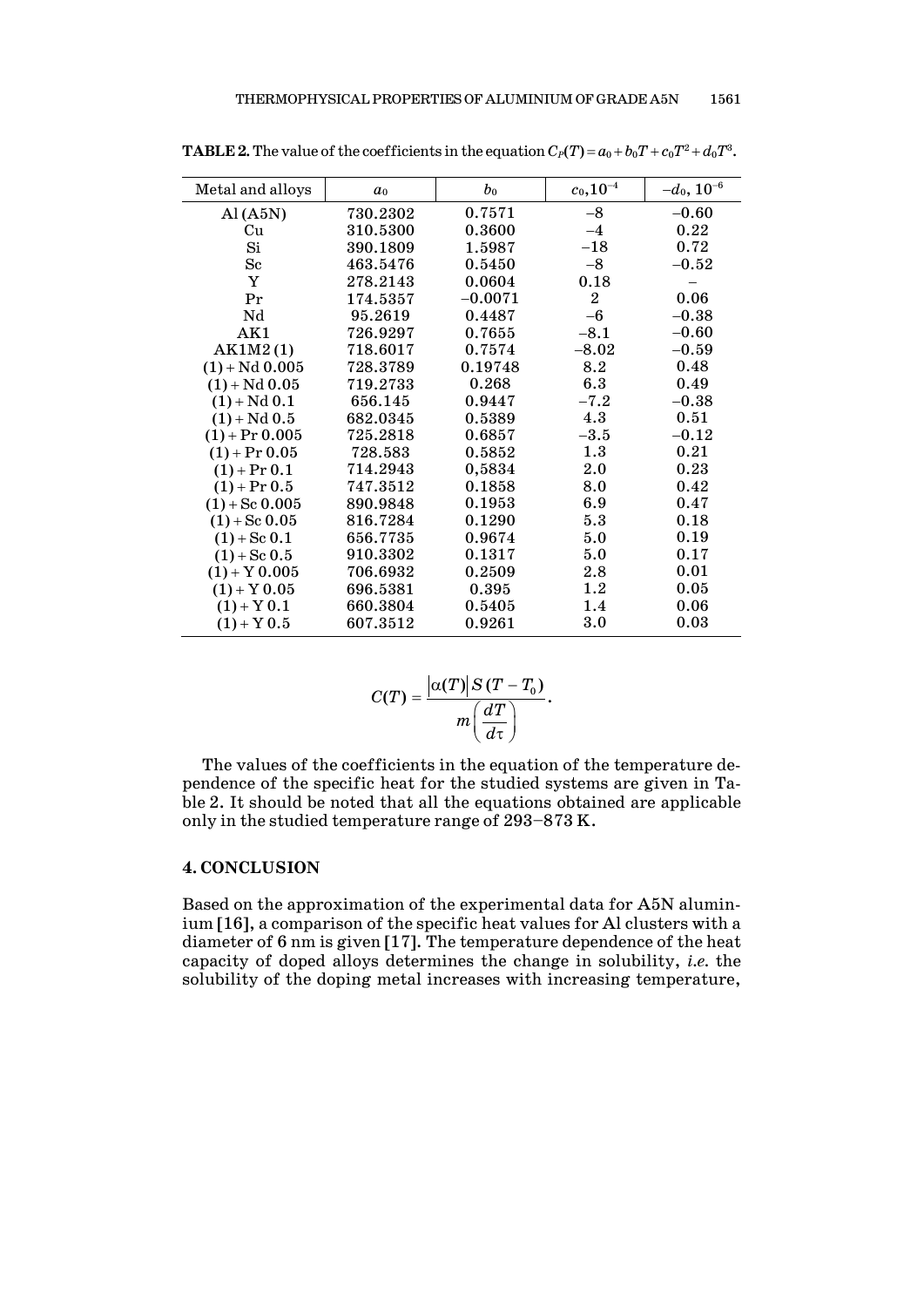**TABLE 2.** The value of the coefficients in the equation $C_P(T) = a_0 + b_0T + c_0T^2 + d_0T^3$.

| Metal and alloys | $a_0$ | $b_0$ | $c_0, 10^{-4}$ | $-d_0$, $10^{-6}$ |
|---|---|---|---|---|
| Al (A5N) | 730.2302 | 0.7571 | −8 | −0.60 |
| Cu | 310.5300 | 0.3600 | −4 | 0.22 |
| Si | 390.1809 | 1.5987 | −18 | 0.72 |
| Sc | 463.5476 | 0.5450 | −8 | −0.52 |
| Y | 278.2143 | 0.0604 | 0.18 | – |
| Pr | 174.5357 | −0.0071 | 2 | 0.06 |
| Nd | 95.2619 | 0.4487 | −6 | −0.38 |
| AK1 | 726.9297 | 0.7655 | −8.1 | −0.60 |
| AK1M2 (1) | 718.6017 | 0.7574 | −8.02 | −0.59 |
| (1) + Nd 0.005 | 728.3789 | 0.19748 | 8.2 | 0.48 |
| (1) + Nd 0.05 | 719.2733 | 0.268 | 6.3 | 0.49 |
| (1) + Nd 0.1 | 656.145 | 0.9447 | −7.2 | −0.38 |
| (1) + Nd 0.5 | 682.0345 | 0.5389 | 4.3 | 0.51 |
| (1) + Pr 0.005 | 725.2818 | 0.6857 | −3.5 | −0.12 |
| (1) + Pr 0.05 | 728.583 | 0.5852 | 1.3 | 0.21 |
| (1) + Pr 0.1 | 714.2943 | 0,5834 | 2.0 | 0.23 |
| (1) + Pr 0.5 | 747.3512 | 0.1858 | 8.0 | 0.42 |
| (1) + Sc 0.005 | 890.9848 | 0.1953 | 6.9 | 0.47 |
| (1) + Sc 0.05 | 816.7284 | 0.1290 | 5.3 | 0.18 |
| (1) + Sc 0.1 | 656.7735 | 0.9674 | 5.0 | 0.19 |
| (1) + Sc 0.5 | 910.3302 | 0.1317 | 5.0 | 0.17 |
| (1) + Y 0.005 | 706.6932 | 0.2509 | 2.8 | 0.01 |
| (1) + Y 0.05 | 696.5381 | 0.395 | 1.2 | 0.05 |
| (1) + Y 0.1 | 660.3804 | 0.5405 | 1.4 | 0.06 |
| (1) + Y 0.5 | 607.3512 | 0.9261 | 3.0 | 0.03 |

$$C(T) = \frac{|\alpha(T)|\, S\,(T - T_0)}{m\left(\dfrac{dT}{d\tau}\right)}.$$

The values of the coefficients in the equation of the temperature dependence of the specific heat for the studied systems are given in Table 2. It should be noted that all the equations obtained are applicable only in the studied temperature range of 293–873 K.

## 4. CONCLUSION

Based on the approximation of the experimental data for A5N aluminium [16], a comparison of the specific heat values for Al clusters with a diameter of 6 nm is given [17]. The temperature dependence of the heat capacity of doped alloys determines the change in solubility, *i.e.* the solubility of the doping metal increases with increasing temperature,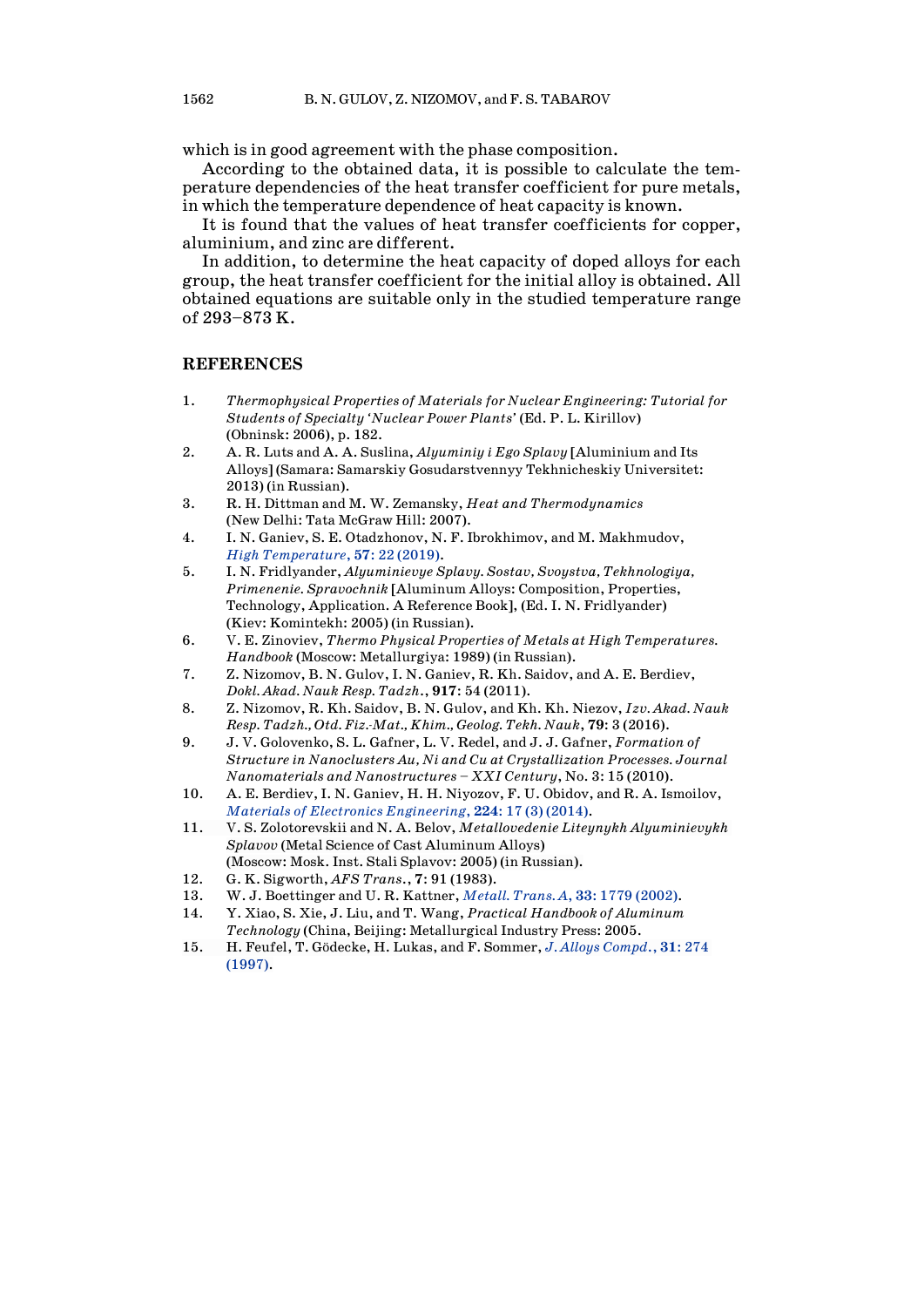which is in good agreement with the phase composition.

According to the obtained data, it is possible to calculate the temperature dependencies of the heat transfer coefficient for pure metals, in which the temperature dependence of heat capacity is known.

It is found that the values of heat transfer coefficients for copper, aluminium, and zinc are different.

In addition, to determine the heat capacity of doped alloys for each group, the heat transfer coefficient for the initial alloy is obtained. All obtained equations are suitable only in the studied temperature range of 293–873 K.

## REFERENCES

1. *Thermophysical Properties of Materials for Nuclear Engineering: Tutorial for Students of Specialty 'Nuclear Power Plants'* (Ed. P. L. Kirillov) (Obninsk: 2006), p. 182.
2. A. R. Luts and A. A. Suslina, *Alyuminiy i Ego Splavy* [Aluminium and Its Alloys] (Samara: Samarskiy Gosudarstvennyy Tekhnicheskiy Universitet: 2013) (in Russian).
3. R. H. Dittman and M. W. Zemansky, *Heat and Thermodynamics* (New Delhi: Tata McGraw Hill: 2007).
4. I. N. Ganiev, S. E. Otadzhonov, N. F. Ibrokhimov, and M. Makhmudov, *High Temperature*, **57**: 22 (2019).
5. I. N. Fridlyander, *Alyuminievye Splavy. Sostav, Svoystva, Tekhnologiya, Primenenie. Spravochnik* [Aluminum Alloys: Composition, Properties, Technology, Application. A Reference Book], (Ed. I. N. Fridlyander) (Kiev: Komintekh: 2005) (in Russian).
6. V. E. Zinoviev, *Thermo Physical Properties of Metals at High Temperatures. Handbook* (Moscow: Metallurgiya: 1989) (in Russian).
7. Z. Nizomov, B. N. Gulov, I. N. Ganiev, R. Kh. Saidov, and A. E. Berdiev, *Dokl. Akad. Nauk Resp. Tadzh.*, **917**: 54 (2011).
8. Z. Nizomov, R. Kh. Saidov, B. N. Gulov, and Kh. Kh. Niezov, *Izv. Akad. Nauk Resp. Tadzh., Otd. Fiz.-Mat., Khim., Geolog. Tekh. Nauk*, **79**: 3 (2016).
9. J. V. Golovenko, S. L. Gafner, L. V. Redel, and J. J. Gafner, *Formation of Structure in Nanoclusters Au, Ni and Cu at Crystallization Processes. Journal Nanomaterials and Nanostructures – XXI Century*, No. 3: 15 (2010).
10. A. E. Berdiev, I. N. Ganiev, H. H. Niyozov, F. U. Obidov, and R. A. Ismoilov, *Materials of Electronics Engineering*, **224**: 17 (3) (2014).
11. V. S. Zolotorevskii and N. A. Belov, *Metallovedenie Liteynykh Alyuminievykh Splavov* (Metal Science of Cast Aluminum Alloys) (Moscow: Mosk. Inst. Stali Splavov: 2005) (in Russian).
12. G. K. Sigworth, *AFS Trans.*, **7**: 91 (1983).
13. W. J. Boettinger and U. R. Kattner, *Metall. Trans. A*, **33**: 1779 (2002).
14. Y. Xiao, S. Xie, J. Liu, and T. Wang, *Practical Handbook of Aluminum Technology* (China, Beijing: Metallurgical Industry Press: 2005.
15. H. Feufel, T. Gödecke, H. Lukas, and F. Sommer, *J. Alloys Compd.*, **31**: 274 (1997).